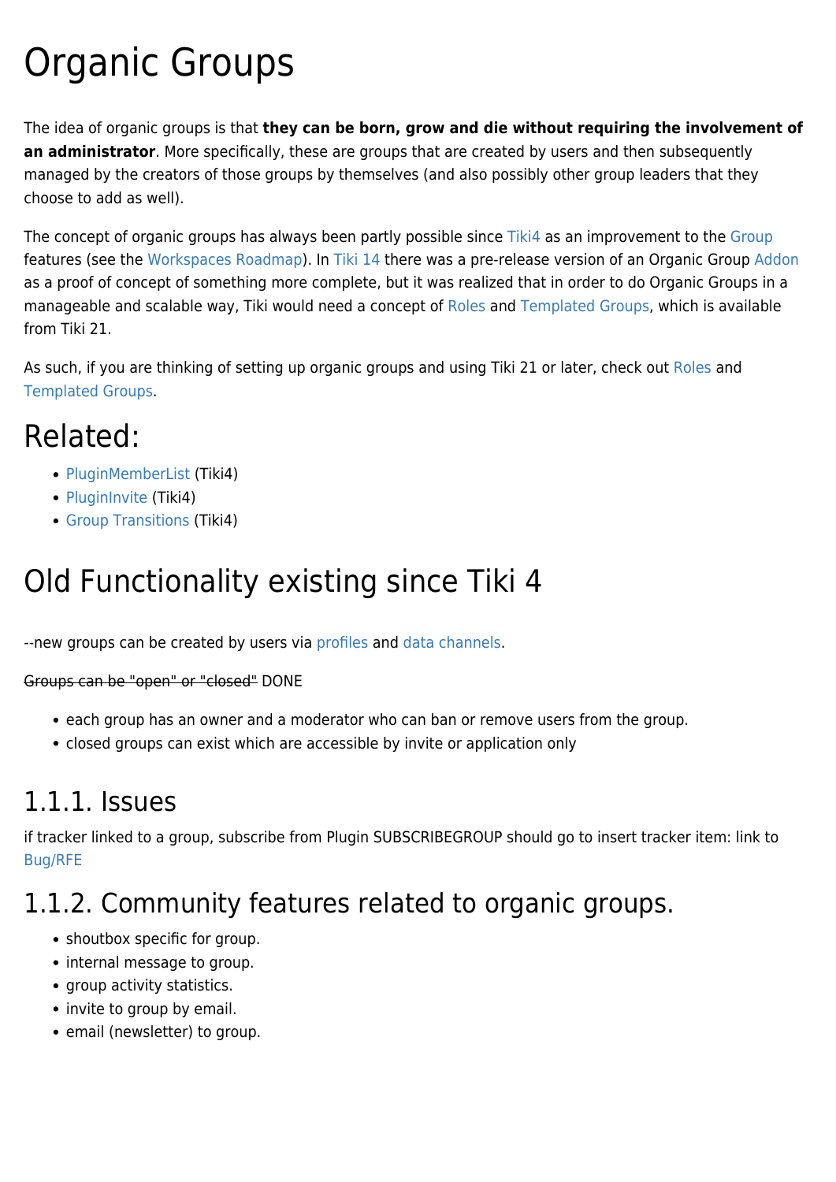# Organic Groups

The idea of organic groups is that **they can be born, grow and die without requiring the involvement of an administrator**. More specifically, these are groups that are created by users and then subsequently managed by the creators of those groups by themselves (and also possibly other group leaders that they choose to add as well).

The concept of organic groups has always been partly possible since Tiki4 as an improvement to the Group features (see the Workspaces Roadmap). In Tiki 14 there was a pre-release version of an Organic Group Addon as a proof of concept of something more complete, but it was realized that in order to do Organic Groups in a manageable and scalable way, Tiki would need a concept of Roles and Templated Groups, which is available from Tiki 21.

As such, if you are thinking of setting up organic groups and using Tiki 21 or later, check out Roles and Templated Groups.

# Related:

- PluginMemberList (Tiki4)
- PluginInvite (Tiki4)
- Group Transitions (Tiki4)

# Old Functionality existing since Tiki 4

--new groups can be created by users via profiles and data channels.

~~Groups can be "open" or "closed"~~ DONE

- each group has an owner and a moderator who can ban or remove users from the group.
- closed groups can exist which are accessible by invite or application only

## 1.1.1. Issues

if tracker linked to a group, subscribe from Plugin SUBSCRIBEGROUP should go to insert tracker item: link to Bug/RFE

## 1.1.2. Community features related to organic groups.

- shoutbox specific for group.
- internal message to group.
- group activity statistics.
- invite to group by email.
- email (newsletter) to group.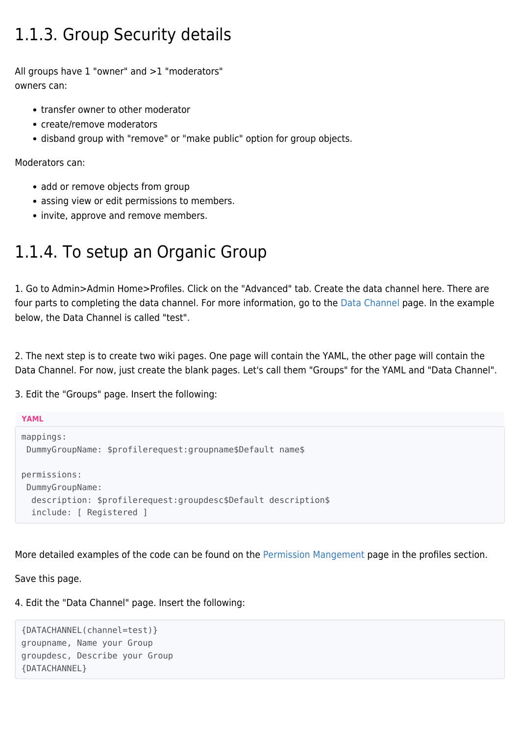## 1.1.3. Group Security details

All groups have 1 "owner" and >1 "moderators"
owners can:

- transfer owner to other moderator
- create/remove moderators
- disband group with "remove" or "make public" option for group objects.

Moderators can:

- add or remove objects from group
- assing view or edit permissions to members.
- invite, approve and remove members.

## 1.1.4. To setup an Organic Group

1. Go to Admin>Admin Home>Profiles. Click on the "Advanced" tab. Create the data channel here. There are four parts to completing the data channel. For more information, go to the Data Channel page. In the example below, the Data Channel is called "test".

2. The next step is to create two wiki pages. One page will contain the YAML, the other page will contain the Data Channel. For now, just create the blank pages. Let's call them "Groups" for the YAML and "Data Channel".

3. Edit the "Groups" page. Insert the following:

**YAML**

```yaml
mappings:
 DummyGroupName: $profilerequest:groupname$Default name$

permissions:
 DummyGroupName:
  description: $profilerequest:groupdesc$Default description$
  include: [ Registered ]
```

More detailed examples of the code can be found on the Permission Mangement page in the profiles section.

Save this page.

4. Edit the "Data Channel" page. Insert the following:

```
{DATACHANNEL(channel=test)}
groupname, Name your Group
groupdesc, Describe your Group
{DATACHANNEL}
```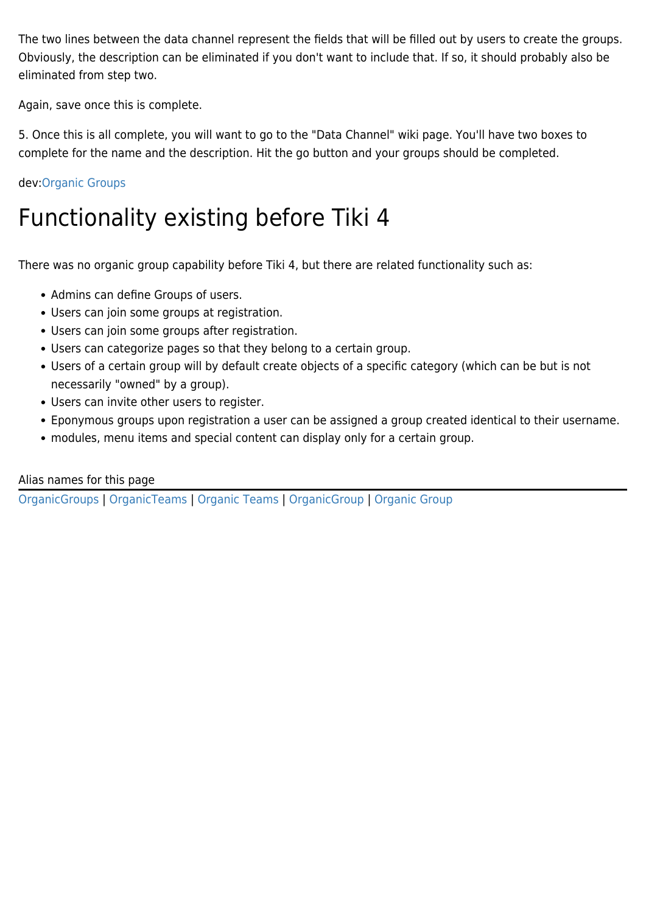The two lines between the data channel represent the fields that will be filled out by users to create the groups. Obviously, the description can be eliminated if you don't want to include that. If so, it should probably also be eliminated from step two.

Again, save once this is complete.

5. Once this is all complete, you will want to go to the "Data Channel" wiki page. You'll have two boxes to complete for the name and the description. Hit the go button and your groups should be completed.

dev:Organic Groups

# Functionality existing before Tiki 4

There was no organic group capability before Tiki 4, but there are related functionality such as:

- Admins can define Groups of users.
- Users can join some groups at registration.
- Users can join some groups after registration.
- Users can categorize pages so that they belong to a certain group.
- Users of a certain group will by default create objects of a specific category (which can be but is not necessarily "owned" by a group).
- Users can invite other users to register.
- Eponymous groups upon registration a user can be assigned a group created identical to their username.
- modules, menu items and special content can display only for a certain group.

Alias names for this page

OrganicGroups | OrganicTeams | Organic Teams | OrganicGroup | Organic Group